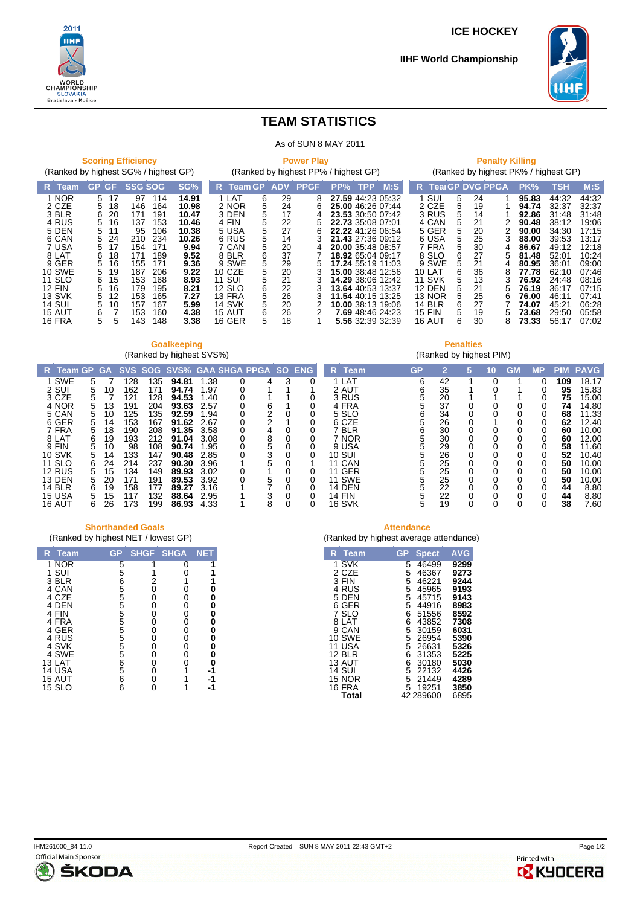# TEAM STATISTICS

As of SUN 8 MAY 2011

## Scoring Efficiency

(Ranked by highest SG% / highest GP)

| R | Team | GP | GF | SSG | SOG | SG% |
|---|---|---|---|---|---|---|
| 1 | NOR | 5 | 17 | 97 | 114 | **14.91** |
| 2 | CZE | 5 | 18 | 146 | 164 | **10.98** |
| 3 | BLR | 6 | 20 | 171 | 191 | **10.47** |
| 4 | RUS | 5 | 16 | 137 | 153 | **10.46** |
| 5 | DEN | 5 | 11 | 95 | 106 | **10.38** |
| 6 | CAN | 5 | 24 | 210 | 234 | **10.26** |
| 7 | USA | 5 | 17 | 154 | 171 | **9.94** |
| 8 | LAT | 6 | 18 | 171 | 189 | **9.52** |
| 9 | GER | 5 | 16 | 155 | 171 | **9.36** |
| 10 | SWE | 5 | 19 | 187 | 206 | **9.22** |
| 11 | SLO | 6 | 15 | 153 | 168 | **8.93** |
| 12 | FIN | 5 | 16 | 179 | 195 | **8.21** |
| 13 | SVK | 5 | 12 | 153 | 165 | **7.27** |
| 14 | SUI | 5 | 10 | 157 | 167 | **5.99** |
| 15 | AUT | 6 | 7 | 153 | 160 | **4.38** |
| 16 | FRA | 5 | 5 | 143 | 148 | **3.38** |

## Power Play

(Ranked by highest PP% / highest GP)

| R | Team | GP | ADV | PPGF | PP% | TPP | M:S |
|---|---|---|---|---|---|---|---|
| 1 | LAT | 6 | 29 | 8 | **27.59** | 44:23 | 05:32 |
| 2 | NOR | 5 | 24 | 6 | **25.00** | 46:26 | 07:44 |
| 3 | DEN | 5 | 17 | 4 | **23.53** | 30:50 | 07:42 |
| 4 | FIN | 5 | 22 | 5 | **22.73** | 35:08 | 07:01 |
| 5 | USA | 5 | 27 | 6 | **22.22** | 41:26 | 06:54 |
| 6 | RUS | 5 | 14 | 3 | **21.43** | 27:36 | 09:12 |
| 7 | CAN | 5 | 20 | 4 | **20.00** | 35:48 | 08:57 |
| 8 | BLR | 6 | 37 | 7 | **18.92** | 65:04 | 09:17 |
| 9 | SWE | 5 | 29 | 5 | **17.24** | 55:19 | 11:03 |
| 10 | CZE | 5 | 20 | 3 | **15.00** | 38:48 | 12:56 |
| 11 | SUI | 5 | 21 | 3 | **14.29** | 38:06 | 12:42 |
| 12 | SLO | 6 | 22 | 3 | **13.64** | 40:53 | 13:37 |
| 13 | FRA | 5 | 26 | 3 | **11.54** | 40:15 | 13:25 |
| 14 | SVK | 5 | 20 | 2 | **10.00** | 38:13 | 19:06 |
| 15 | AUT | 6 | 26 | 2 | **7.69** | 48:46 | 24:23 |
| 16 | GER | 5 | 18 | 1 | **5.56** | 32:39 | 32:39 |

## Penalty Killing

(Ranked by highest PK% / highest GP)

| R | Team | GP | DVG | PPGA | PK% | TSH | M:S |
|---|---|---|---|---|---|---|---|
| 1 | SUI | 5 | 24 | 1 | **95.83** | 44:32 | 44:32 |
| 2 | CZE | 5 | 19 | 1 | **94.74** | 32:37 | 32:37 |
| 3 | RUS | 5 | 14 | 1 | **92.86** | 31:48 | 31:48 |
| 4 | CAN | 5 | 21 | 2 | **90.48** | 38:12 | 19:06 |
| 5 | GER | 5 | 20 | 2 | **90.00** | 34:30 | 17:15 |
| 6 | USA | 5 | 25 | 3 | **88.00** | 39:53 | 13:17 |
| 7 | FRA | 5 | 30 | 4 | **86.67** | 49:12 | 12:18 |
| 8 | SLO | 6 | 27 | 5 | **81.48** | 52:01 | 10:24 |
| 9 | SWE | 5 | 21 | 4 | **80.95** | 36:01 | 09:00 |
| 10 | LAT | 6 | 36 | 8 | **77.78** | 62:10 | 07:46 |
| 11 | SVK | 5 | 13 | 3 | **76.92** | 24:48 | 08:16 |
| 12 | DEN | 5 | 21 | 5 | **76.19** | 36:17 | 07:15 |
| 13 | NOR | 5 | 25 | 6 | **76.00** | 46:11 | 07:41 |
| 14 | BLR | 6 | 27 | 7 | **74.07** | 45:21 | 06:28 |
| 15 | FIN | 5 | 19 | 5 | **73.68** | 29:50 | 05:58 |
| 16 | AUT | 6 | 30 | 8 | **73.33** | 56:17 | 07:02 |

## Goalkeeping

(Ranked by highest SVS%)

| R | Team | GP | GA | SVS | SOG | SVS% | GAA | SHGA | PPGA | SO | ENG |
|---|---|---|---|---|---|---|---|---|---|---|---|
| 1 | SWE | 5 | 7 | 128 | 135 | **94.81** | 1.38 | 0 | 4 | 3 | 0 |
| 2 | SUI | 5 | 10 | 162 | 171 | **94.74** | 1.97 | 0 | 1 | 1 | 1 |
| 3 | CZE | 5 | 7 | 121 | 128 | **94.53** | 1.40 | 0 | 1 | 1 | 0 |
| 4 | NOR | 5 | 13 | 191 | 204 | **93.63** | 2.57 | 0 | 6 | 1 | 0 |
| 5 | CAN | 5 | 10 | 125 | 135 | **92.59** | 1.94 | 0 | 2 | 0 | 0 |
| 6 | GER | 5 | 14 | 153 | 167 | **91.62** | 2.67 | 0 | 2 | 1 | 0 |
| 7 | FRA | 5 | 18 | 190 | 208 | **91.35** | 3.58 | 0 | 4 | 0 | 0 |
| 8 | LAT | 6 | 19 | 193 | 212 | **91.04** | 3.08 | 0 | 8 | 0 | 0 |
| 9 | FIN | 5 | 10 | 98 | 108 | **90.74** | 1.95 | 0 | 5 | 0 | 0 |
| 10 | SVK | 5 | 14 | 133 | 147 | **90.48** | 2.85 | 0 | 3 | 0 | 0 |
| 11 | SLO | 6 | 24 | 214 | 237 | **90.30** | 3.96 | 1 | 5 | 0 | 1 |
| 12 | RUS | 5 | 15 | 134 | 149 | **89.93** | 3.02 | 0 | 1 | 0 | 0 |
| 13 | DEN | 5 | 20 | 171 | 191 | **89.53** | 3.92 | 0 | 5 | 0 | 0 |
| 14 | BLR | 6 | 19 | 158 | 177 | **89.27** | 3.16 | 1 | 7 | 0 | 0 |
| 15 | USA | 5 | 15 | 117 | 132 | **88.64** | 2.95 | 1 | 3 | 0 | 0 |
| 16 | AUT | 6 | 26 | 173 | 199 | **86.93** | 4.33 | 1 | 8 | 0 | 0 |

## Penalties

(Ranked by highest PIM)

| R | Team | GP | 2 | 5 | 10 | GM | MP | PIM | PAVG |
|---|---|---|---|---|---|---|---|---|---|
| 1 | LAT | 6 | 42 | 1 | 0 | 1 | 0 | **109** | 18.17 |
| 2 | AUT | 6 | 35 | 1 | 0 | 1 | 0 | **95** | 15.83 |
| 3 | RUS | 5 | 20 | 1 | 1 | 1 | 0 | **75** | 15.00 |
| 4 | FRA | 5 | 37 | 0 | 0 | 0 | 0 | **74** | 14.80 |
| 5 | SLO | 6 | 34 | 0 | 0 | 0 | 0 | **68** | 11.33 |
| 6 | CZE | 5 | 26 | 0 | 1 | 0 | 0 | **62** | 12.40 |
| 7 | BLR | 6 | 30 | 0 | 0 | 0 | 0 | **60** | 10.00 |
| 7 | NOR | 5 | 30 | 0 | 0 | 0 | 0 | **60** | 12.00 |
| 9 | USA | 5 | 29 | 0 | 0 | 0 | 0 | **58** | 11.60 |
| 10 | SUI | 5 | 26 | 0 | 0 | 0 | 0 | **52** | 10.40 |
| 11 | CAN | 5 | 25 | 0 | 0 | 0 | 0 | **50** | 10.00 |
| 11 | GER | 5 | 25 | 0 | 0 | 0 | 0 | **50** | 10.00 |
| 11 | SWE | 5 | 25 | 0 | 0 | 0 | 0 | **50** | 10.00 |
| 14 | DEN | 5 | 22 | 0 | 0 | 0 | 0 | **44** | 8.80 |
| 14 | FIN | 5 | 22 | 0 | 0 | 0 | 0 | **44** | 8.80 |
| 16 | SVK | 5 | 19 | 0 | 0 | 0 | 0 | **38** | 7.60 |

## Shorthanded Goals

(Ranked by highest NET / lowest GP)

| R | Team | GP | SHGF | SHGA | NET |
|---|---|---|---|---|---|
| 1 | NOR | 5 | 1 | 0 | **1** |
| 1 | SUI | 5 | 1 | 0 | **1** |
| 3 | BLR | 6 | 2 | 1 | **1** |
| 4 | CAN | 5 | 0 | 0 | **0** |
| 4 | CZE | 5 | 0 | 0 | **0** |
| 4 | DEN | 5 | 0 | 0 | **0** |
| 4 | FIN | 5 | 0 | 0 | **0** |
| 4 | FRA | 5 | 0 | 0 | **0** |
| 4 | GER | 5 | 0 | 0 | **0** |
| 4 | RUS | 5 | 0 | 0 | **0** |
| 4 | SVK | 5 | 0 | 0 | **0** |
| 4 | SWE | 5 | 0 | 0 | **0** |
| 13 | LAT | 6 | 0 | 0 | **0** |
| 14 | USA | 5 | 0 | 1 | **-1** |
| 15 | AUT | 6 | 0 | 1 | **-1** |
| 15 | SLO | 6 | 0 | 1 | **-1** |

## Attendance

(Ranked by highest average attendance)

| R | Team | GP | Spect | AVG |
|---|---|---|---|---|
| 1 | SVK | 5 | 46499 | **9299** |
| 2 | CZE | 5 | 46367 | **9273** |
| 3 | FIN | 5 | 46221 | **9244** |
| 4 | RUS | 5 | 45965 | **9193** |
| 5 | DEN | 5 | 45715 | **9143** |
| 6 | GER | 5 | 44916 | **8983** |
| 7 | SLO | 6 | 51556 | **8592** |
| 8 | LAT | 6 | 43852 | **7308** |
| 9 | CAN | 5 | 30159 | **6031** |
| 10 | SWE | 5 | 26954 | **5390** |
| 11 | USA | 5 | 26631 | **5326** |
| 12 | BLR | 6 | 31353 | **5225** |
| 13 | AUT | 6 | 30180 | **5030** |
| 14 | SUI | 5 | 22132 | **4426** |
| 15 | NOR | 5 | 21449 | **4289** |
| 16 | FRA | 5 | 19251 | **3850** |
| | **Total** | 42 | 289600 | 6895 |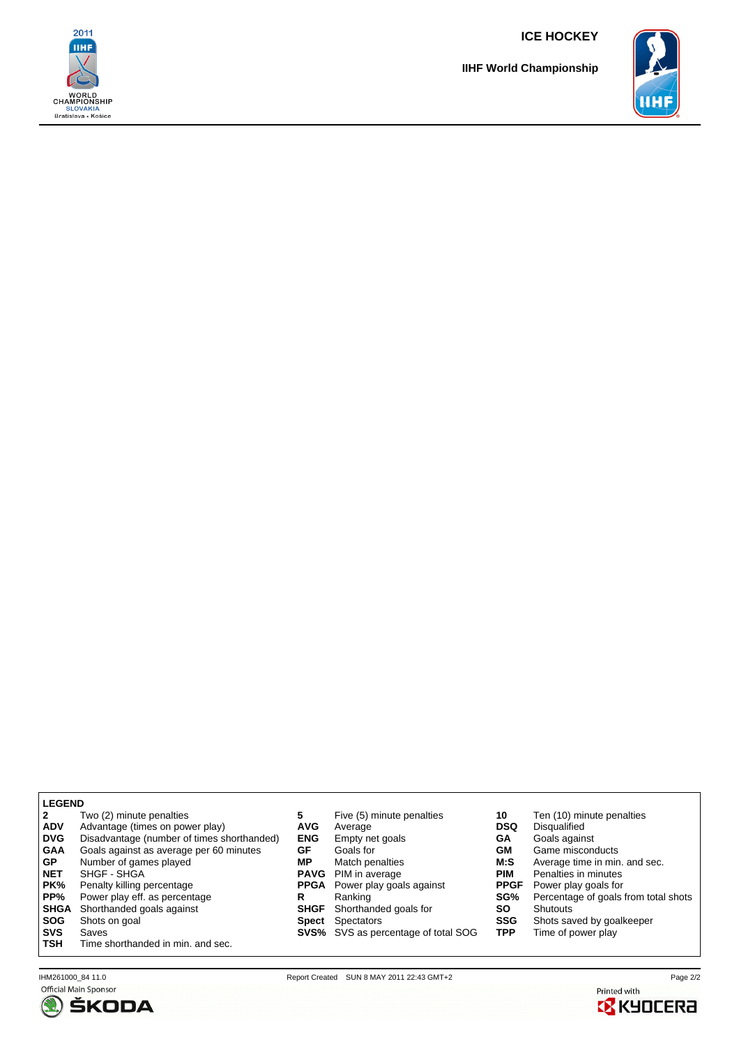## LEGEND

| | | | | | | | |
|---|---|---|---|---|---|---|---|
| **2** | Two (2) minute penalties | **5** | Five (5) minute penalties | **10** | Ten (10) minute penalties |
| **ADV** | Advantage (times on power play) | **AVG** | Average | **DSQ** | Disqualified |
| **DVG** | Disadvantage (number of times shorthanded) | **ENG** | Empty net goals | **GA** | Goals against |
| **GAA** | Goals against as average per 60 minutes | **GF** | Goals for | **GM** | Game misconducts |
| **GP** | Number of games played | **MP** | Match penalties | **M:S** | Average time in min. and sec. |
| **NET** | SHGF - SHGA | **PAVG** | PIM in average | **PIM** | Penalties in minutes |
| **PK%** | Penalty killing percentage | **PPGA** | Power play goals against | **PPGF** | Power play goals for |
| **PP%** | Power play eff. as percentage | **R** | Ranking | **SG%** | Percentage of goals from total shots |
| **SHGA** | Shorthanded goals against | **SHGF** | Shorthanded goals for | **SO** | Shutouts |
| **SOG** | Shots on goal | **Spect** | Spectators | **SSG** | Shots saved by goalkeeper |
| **SVS** | Saves | **SVS%** | SVS as percentage of total SOG | **TPP** | Time of power play |
| **TSH** | Time shorthanded in min. and sec. | | | | |

IHM261000_84 11.0 Report Created SUN 8 MAY 2011 22:43 GMT+2